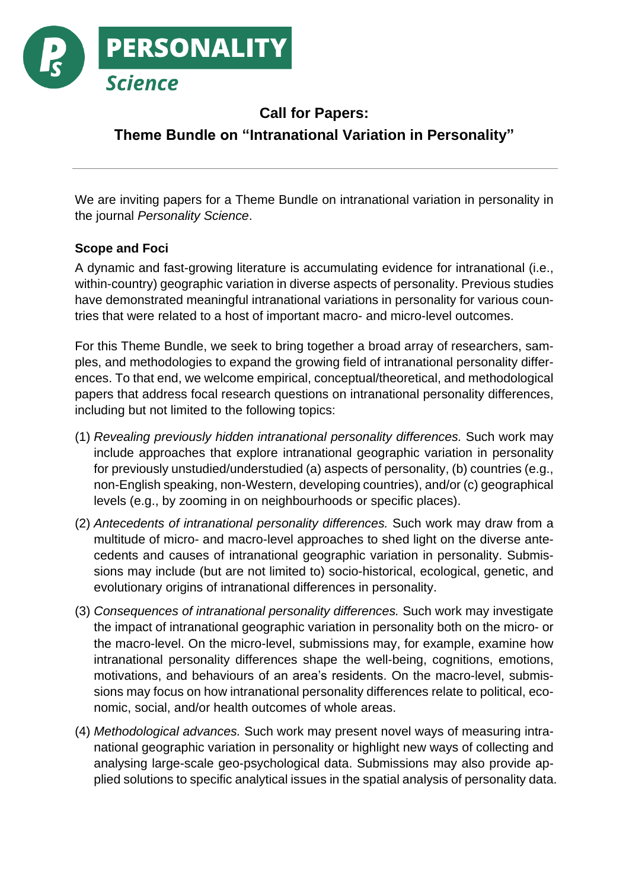PERSONALITY Science

# Call for Papers:
## Theme Bundle on "Intranational Variation in Personality"

---

We are inviting papers for a Theme Bundle on intranational variation in personality in the journal *Personality Science*.

### Scope and Foci

A dynamic and fast-growing literature is accumulating evidence for intranational (i.e., within-country) geographic variation in diverse aspects of personality. Previous studies have demonstrated meaningful intranational variations in personality for various countries that were related to a host of important macro- and micro-level outcomes.

For this Theme Bundle, we seek to bring together a broad array of researchers, samples, and methodologies to expand the growing field of intranational personality differences. To that end, we welcome empirical, conceptual/theoretical, and methodological papers that address focal research questions on intranational personality differences, including but not limited to the following topics:

(1) *Revealing previously hidden intranational personality differences.* Such work may include approaches that explore intranational geographic variation in personality for previously unstudied/understudied (a) aspects of personality, (b) countries (e.g., non-English speaking, non-Western, developing countries), and/or (c) geographical levels (e.g., by zooming in on neighbourhoods or specific places).

(2) *Antecedents of intranational personality differences.* Such work may draw from a multitude of micro- and macro-level approaches to shed light on the diverse antecedents and causes of intranational geographic variation in personality. Submissions may include (but are not limited to) socio-historical, ecological, genetic, and evolutionary origins of intranational differences in personality.

(3) *Consequences of intranational personality differences.* Such work may investigate the impact of intranational geographic variation in personality both on the micro- or the macro-level. On the micro-level, submissions may, for example, examine how intranational personality differences shape the well-being, cognitions, emotions, motivations, and behaviours of an area's residents. On the macro-level, submissions may focus on how intranational personality differences relate to political, economic, social, and/or health outcomes of whole areas.

(4) *Methodological advances.* Such work may present novel ways of measuring intranational geographic variation in personality or highlight new ways of collecting and analysing large-scale geo-psychological data. Submissions may also provide applied solutions to specific analytical issues in the spatial analysis of personality data.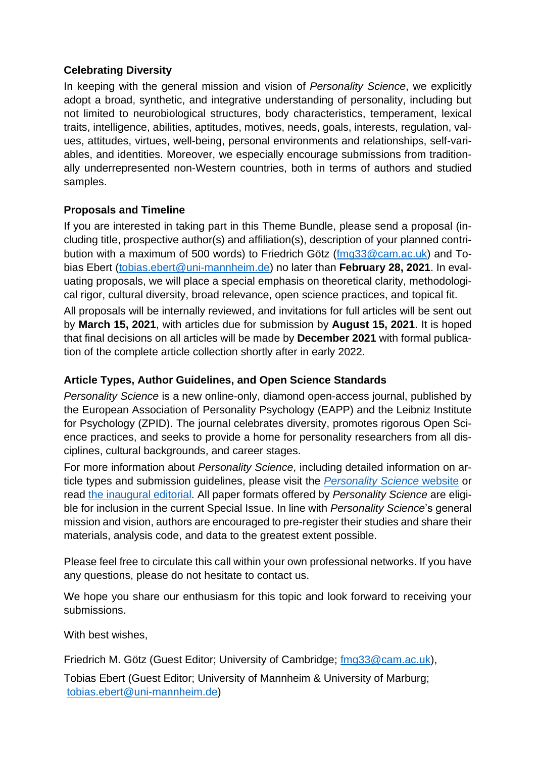### Celebrating Diversity

In keeping with the general mission and vision of *Personality Science*, we explicitly adopt a broad, synthetic, and integrative understanding of personality, including but not limited to neurobiological structures, body characteristics, temperament, lexical traits, intelligence, abilities, aptitudes, motives, needs, goals, interests, regulation, values, attitudes, virtues, well-being, personal environments and relationships, self-variables, and identities. Moreover, we especially encourage submissions from traditionally underrepresented non-Western countries, both in terms of authors and studied samples.

### Proposals and Timeline

If you are interested in taking part in this Theme Bundle, please send a proposal (including title, prospective author(s) and affiliation(s), description of your planned contribution with a maximum of 500 words) to Friedrich Götz (fmg33@cam.ac.uk) and Tobias Ebert (tobias.ebert@uni-mannheim.de) no later than **February 28, 2021**. In evaluating proposals, we will place a special emphasis on theoretical clarity, methodological rigor, cultural diversity, broad relevance, open science practices, and topical fit.

All proposals will be internally reviewed, and invitations for full articles will be sent out by **March 15, 2021**, with articles due for submission by **August 15, 2021**. It is hoped that final decisions on all articles will be made by **December 2021** with formal publication of the complete article collection shortly after in early 2022.

### Article Types, Author Guidelines, and Open Science Standards

*Personality Science* is a new online-only, diamond open-access journal, published by the European Association of Personality Psychology (EAPP) and the Leibniz Institute for Psychology (ZPID). The journal celebrates diversity, promotes rigorous Open Science practices, and seeks to provide a home for personality researchers from all disciplines, cultural backgrounds, and career stages.

For more information about *Personality Science*, including detailed information on article types and submission guidelines, please visit the *Personality Science* website or read the inaugural editorial. All paper formats offered by *Personality Science* are eligible for inclusion in the current Special Issue. In line with *Personality Science*'s general mission and vision, authors are encouraged to pre-register their studies and share their materials, analysis code, and data to the greatest extent possible.

Please feel free to circulate this call within your own professional networks. If you have any questions, please do not hesitate to contact us.

We hope you share our enthusiasm for this topic and look forward to receiving your submissions.

With best wishes,

Friedrich M. Götz (Guest Editor; University of Cambridge; fmg33@cam.ac.uk),

Tobias Ebert (Guest Editor; University of Mannheim & University of Marburg; tobias.ebert@uni-mannheim.de)